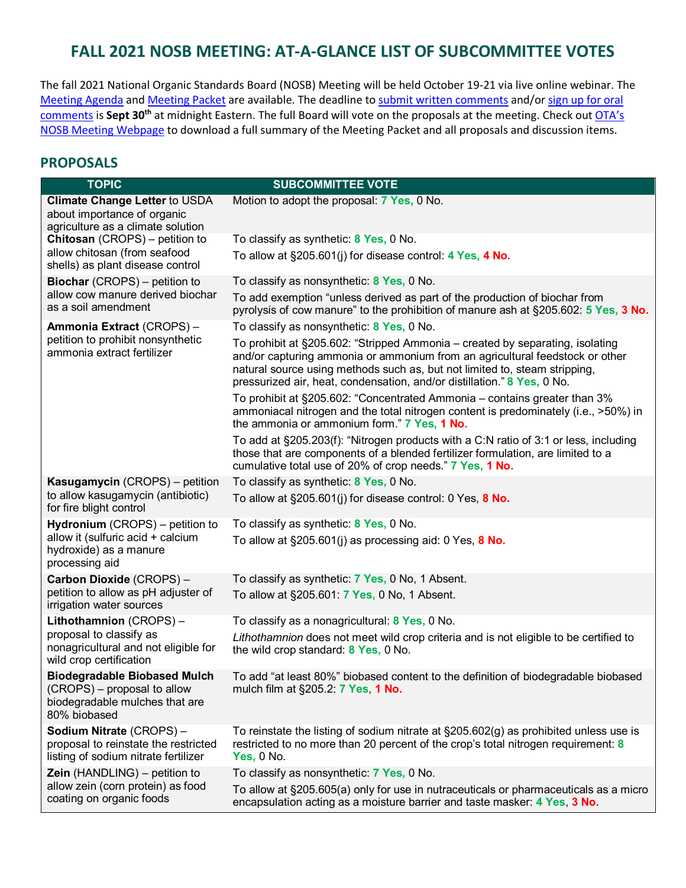# FALL 2021 NOSB MEETING: AT-A-GLANCE LIST OF SUBCOMMITTEE VOTES

The fall 2021 National Organic Standards Board (NOSB) Meeting will be held October 19-21 via live online webinar. The Meeting Agenda and Meeting Packet are available. The deadline to submit written comments and/or sign up for oral comments is **Sept 30th** at midnight Eastern. The full Board will vote on the proposals at the meeting. Check out OTA's NOSB Meeting Webpage to download a full summary of the Meeting Packet and all proposals and discussion items.

## PROPOSALS

| TOPIC | SUBCOMMITTEE VOTE |
|---|---|
| **Climate Change Letter** to USDA about importance of organic agriculture as a climate solution | Motion to adopt the proposal: **7 Yes,** 0 No. |
| **Chitosan** (CROPS) – petition to allow chitosan (from seafood shells) as plant disease control | To classify as synthetic: **8 Yes,** 0 No.<br>To allow at §205.601(j) for disease control: **4 Yes, 4 No.** |
| **Biochar** (CROPS) – petition to allow cow manure derived biochar as a soil amendment | To classify as nonsynthetic: **8 Yes,** 0 No.<br>To add exemption "unless derived as part of the production of biochar from pyrolysis of cow manure" to the prohibition of manure ash at §205.602: **5 Yes, 3 No.** |
| **Ammonia Extract** (CROPS) – petition to prohibit nonsynthetic ammonia extract fertilizer | To classify as nonsynthetic: **8 Yes,** 0 No.<br>To prohibit at §205.602: "Stripped Ammonia – created by separating, isolating and/or capturing ammonia or ammonium from an agricultural feedstock or other natural source using methods such as, but not limited to, steam stripping, pressurized air, heat, condensation, and/or distillation." **8 Yes,** 0 No.<br>To prohibit at §205.602: "Concentrated Ammonia – contains greater than 3% ammoniacal nitrogen and the total nitrogen content is predominately (i.e., >50%) in the ammonia or ammonium form." **7 Yes, 1 No.**<br>To add at §205.203(f): "Nitrogen products with a C:N ratio of 3:1 or less, including those that are components of a blended fertilizer formulation, are limited to a cumulative total use of 20% of crop needs." **7 Yes, 1 No.** |
| **Kasugamycin** (CROPS) – petition to allow kasugamycin (antibiotic) for fire blight control | To classify as synthetic: **8 Yes,** 0 No.<br>To allow at §205.601(j) for disease control: 0 Yes, **8 No.** |
| **Hydronium** (CROPS) – petition to allow it (sulfuric acid + calcium hydroxide) as a manure processing aid | To classify as synthetic: **8 Yes,** 0 No.<br>To allow at §205.601(j) as processing aid: 0 Yes, **8 No.** |
| **Carbon Dioxide** (CROPS) – petition to allow as pH adjuster of irrigation water sources | To classify as synthetic: **7 Yes,** 0 No, 1 Absent.<br>To allow at §205.601: **7 Yes,** 0 No, 1 Absent. |
| **Lithothamnion** (CROPS) – proposal to classify as nonagricultural and not eligible for wild crop certification | To classify as a nonagricultural: **8 Yes,** 0 No.<br>*Lithothamnion* does not meet wild crop criteria and is not eligible to be certified to the wild crop standard: **8 Yes,** 0 No. |
| **Biodegradable Biobased Mulch** (CROPS) – proposal to allow biodegradable mulches that are 80% biobased | To add "at least 80%" biobased content to the definition of biodegradable biobased mulch film at §205.2: **7 Yes**, **1 No.** |
| **Sodium Nitrate** (CROPS) – proposal to reinstate the restricted listing of sodium nitrate fertilizer | To reinstate the listing of sodium nitrate at §205.602(g) as prohibited unless use is restricted to no more than 20 percent of the crop's total nitrogen requirement: **8 Yes,** 0 No. |
| **Zein** (HANDLING) – petition to allow zein (corn protein) as food coating on organic foods | To classify as nonsynthetic: **7 Yes,** 0 No.<br>To allow at §205.605(a) only for use in nutraceuticals or pharmaceuticals as a micro encapsulation acting as a moisture barrier and taste masker: **4 Yes**, **3 No.** |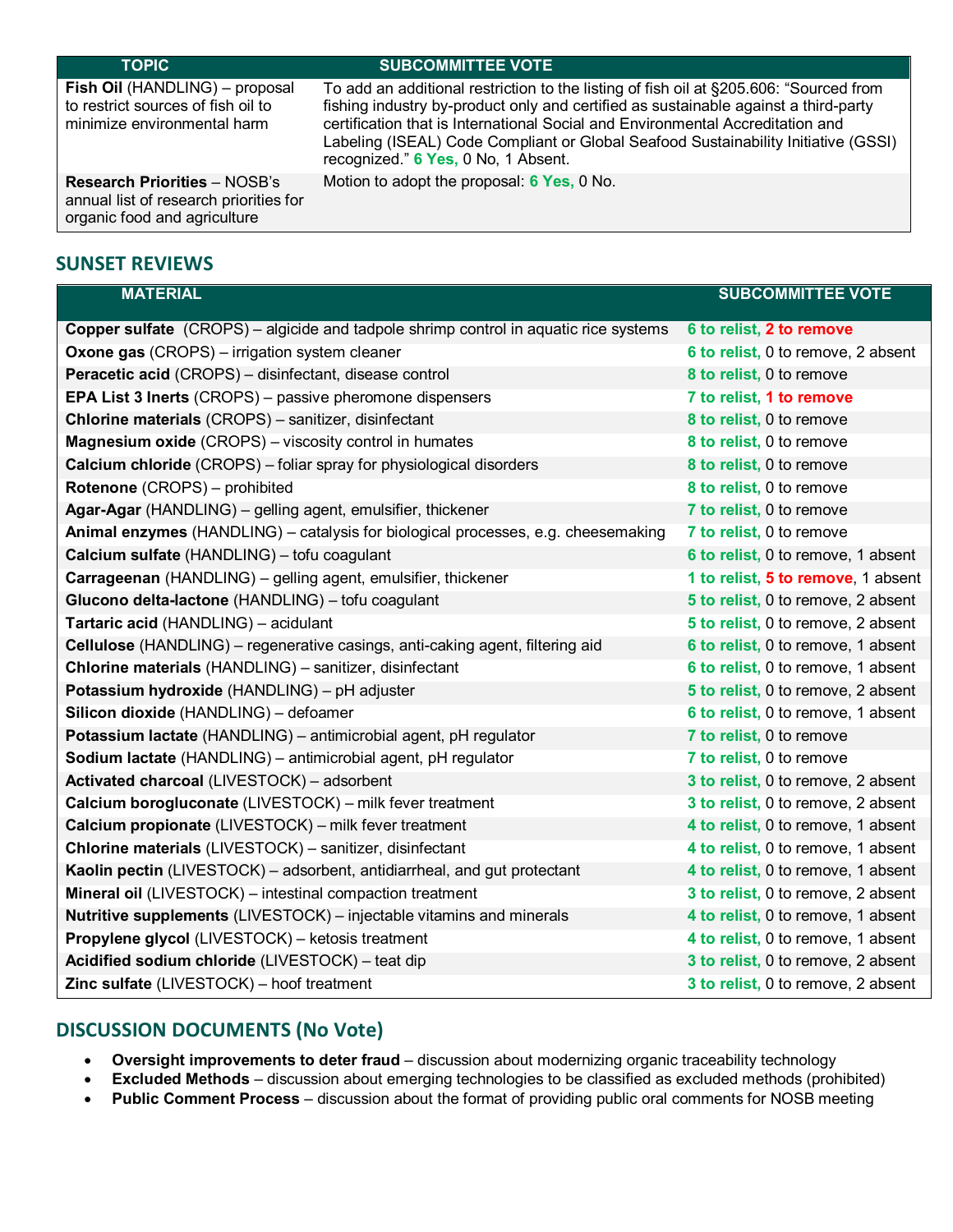| TOPIC | SUBCOMMITTEE VOTE |
| --- | --- |
| **Fish Oil** (HANDLING) – proposal to restrict sources of fish oil to minimize environmental harm | To add an additional restriction to the listing of fish oil at §205.606: "Sourced from fishing industry by-product only and certified as sustainable against a third-party certification that is International Social and Environmental Accreditation and Labeling (ISEAL) Code Compliant or Global Seafood Sustainability Initiative (GSSI) recognized." **6 Yes,** 0 No, 1 Absent. |
| **Research Priorities** – NOSB's annual list of research priorities for organic food and agriculture | Motion to adopt the proposal: **6 Yes,** 0 No. |

## SUNSET REVIEWS

| MATERIAL | SUBCOMMITTEE VOTE |
| --- | --- |
| **Copper sulfate** (CROPS) – algicide and tadpole shrimp control in aquatic rice systems | **6 to relist, 2 to remove** |
| **Oxone gas** (CROPS) – irrigation system cleaner | **6 to relist,** 0 to remove, 2 absent |
| **Peracetic acid** (CROPS) – disinfectant, disease control | **8 to relist,** 0 to remove |
| **EPA List 3 Inerts** (CROPS) – passive pheromone dispensers | **7 to relist, 1 to remove** |
| **Chlorine materials** (CROPS) – sanitizer, disinfectant | **8 to relist,** 0 to remove |
| **Magnesium oxide** (CROPS) – viscosity control in humates | **8 to relist,** 0 to remove |
| **Calcium chloride** (CROPS) – foliar spray for physiological disorders | **8 to relist,** 0 to remove |
| **Rotenone** (CROPS) – prohibited | **8 to relist,** 0 to remove |
| **Agar-Agar** (HANDLING) – gelling agent, emulsifier, thickener | **7 to relist,** 0 to remove |
| **Animal enzymes** (HANDLING) – catalysis for biological processes, e.g. cheesemaking | **7 to relist,** 0 to remove |
| **Calcium sulfate** (HANDLING) – tofu coagulant | **6 to relist,** 0 to remove, 1 absent |
| **Carrageenan** (HANDLING) – gelling agent, emulsifier, thickener | **1 to relist, 5 to remove**, 1 absent |
| **Glucono delta-lactone** (HANDLING) – tofu coagulant | **5 to relist,** 0 to remove, 2 absent |
| **Tartaric acid** (HANDLING) – acidulant | **5 to relist,** 0 to remove, 2 absent |
| **Cellulose** (HANDLING) – regenerative casings, anti-caking agent, filtering aid | **6 to relist,** 0 to remove, 1 absent |
| **Chlorine materials** (HANDLING) – sanitizer, disinfectant | **6 to relist,** 0 to remove, 1 absent |
| **Potassium hydroxide** (HANDLING) – pH adjuster | **5 to relist,** 0 to remove, 2 absent |
| **Silicon dioxide** (HANDLING) – defoamer | **6 to relist,** 0 to remove, 1 absent |
| **Potassium lactate** (HANDLING) – antimicrobial agent, pH regulator | **7 to relist,** 0 to remove |
| **Sodium lactate** (HANDLING) – antimicrobial agent, pH regulator | **7 to relist,** 0 to remove |
| **Activated charcoal** (LIVESTOCK) – adsorbent | **3 to relist,** 0 to remove, 2 absent |
| **Calcium borogluconate** (LIVESTOCK) – milk fever treatment | **3 to relist,** 0 to remove, 2 absent |
| **Calcium propionate** (LIVESTOCK) – milk fever treatment | **4 to relist,** 0 to remove, 1 absent |
| **Chlorine materials** (LIVESTOCK) – sanitizer, disinfectant | **4 to relist,** 0 to remove, 1 absent |
| **Kaolin pectin** (LIVESTOCK) – adsorbent, antidiarrheal, and gut protectant | **4 to relist,** 0 to remove, 1 absent |
| **Mineral oil** (LIVESTOCK) – intestinal compaction treatment | **3 to relist,** 0 to remove, 2 absent |
| **Nutritive supplements** (LIVESTOCK) – injectable vitamins and minerals | **4 to relist,** 0 to remove, 1 absent |
| **Propylene glycol** (LIVESTOCK) – ketosis treatment | **4 to relist,** 0 to remove, 1 absent |
| **Acidified sodium chloride** (LIVESTOCK) – teat dip | **3 to relist,** 0 to remove, 2 absent |
| **Zinc sulfate** (LIVESTOCK) – hoof treatment | **3 to relist,** 0 to remove, 2 absent |

## DISCUSSION DOCUMENTS (No Vote)

- **Oversight improvements to deter fraud** – discussion about modernizing organic traceability technology
- **Excluded Methods** – discussion about emerging technologies to be classified as excluded methods (prohibited)
- **Public Comment Process** – discussion about the format of providing public oral comments for NOSB meeting